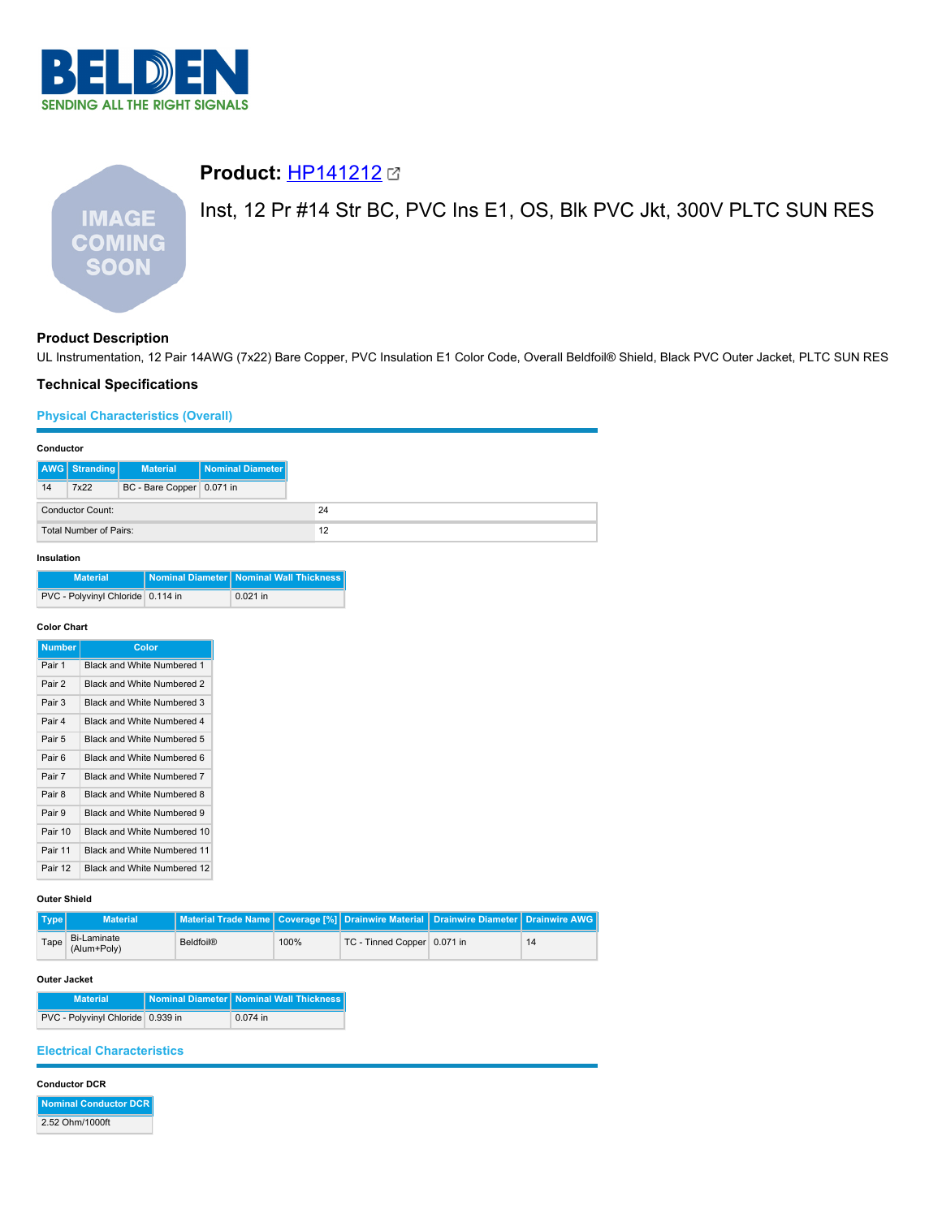# Product: HP141212

Inst, 12 Pr #14 Str BC, PVC Ins E1, OS, Blk PVC Jkt, 300V PLTC SUN RES

## Product Description

UL Instrumentation, 12 Pair 14AWG (7x22) Bare Copper, PVC Insulation E1 Color Code, Overall Beldfoil® Shield, Black PVC Outer Jacket, PLTC SUN RES

## Technical Specifications

### Physical Characteristics (Overall)

#### Conductor

| AWG | Stranding | Material | Nominal Diameter |
|---|---|---|---|
| 14 | 7x22 | BC - Bare Copper | 0.071 in |

| | |
|---|---|
| Conductor Count: | 24 |
| Total Number of Pairs: | 12 |

#### Insulation

| Material | Nominal Diameter | Nominal Wall Thickness |
|---|---|---|
| PVC - Polyvinyl Chloride | 0.114 in | 0.021 in |

#### Color Chart

| Number | Color |
|---|---|
| Pair 1 | Black and White Numbered 1 |
| Pair 2 | Black and White Numbered 2 |
| Pair 3 | Black and White Numbered 3 |
| Pair 4 | Black and White Numbered 4 |
| Pair 5 | Black and White Numbered 5 |
| Pair 6 | Black and White Numbered 6 |
| Pair 7 | Black and White Numbered 7 |
| Pair 8 | Black and White Numbered 8 |
| Pair 9 | Black and White Numbered 9 |
| Pair 10 | Black and White Numbered 10 |
| Pair 11 | Black and White Numbered 11 |
| Pair 12 | Black and White Numbered 12 |

#### Outer Shield

| Type | Material | Material Trade Name | Coverage [%] | Drainwire Material | Drainwire Diameter | Drainwire AWG |
|---|---|---|---|---|---|---|
| Tape | Bi-Laminate (Alum+Poly) | Beldfoil® | 100% | TC - Tinned Copper | 0.071 in | 14 |

#### Outer Jacket

| Material | Nominal Diameter | Nominal Wall Thickness |
|---|---|---|
| PVC - Polyvinyl Chloride | 0.939 in | 0.074 in |

### Electrical Characteristics

#### Conductor DCR

| Nominal Conductor DCR |
|---|
| 2.52 Ohm/1000ft |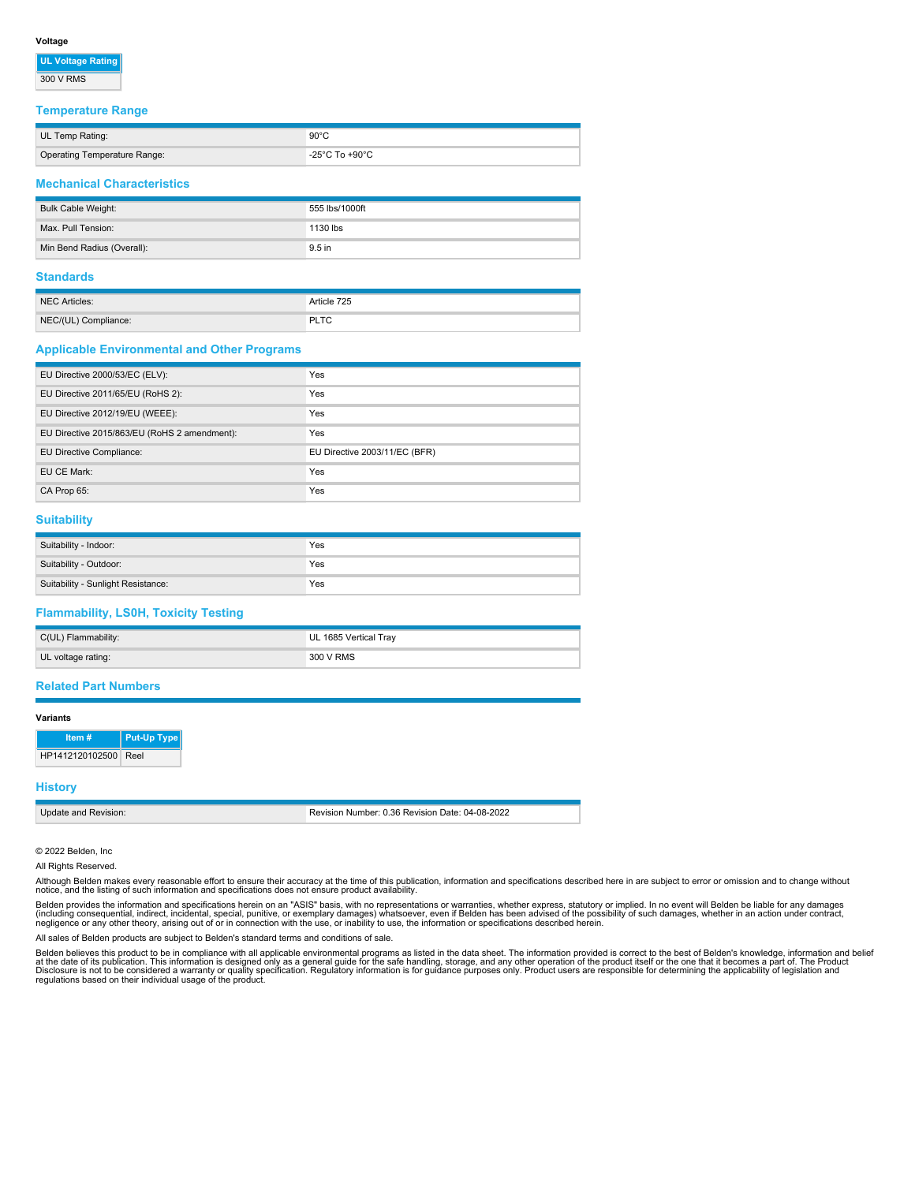**Voltage**

| UL Voltage Rating |
| --- |
| 300 V RMS |

## Temperature Range

| | |
| --- | --- |
| UL Temp Rating: | 90°C |
| Operating Temperature Range: | -25°C To +90°C |

## Mechanical Characteristics

| | |
| --- | --- |
| Bulk Cable Weight: | 555 lbs/1000ft |
| Max. Pull Tension: | 1130 lbs |
| Min Bend Radius (Overall): | 9.5 in |

## Standards

| | |
| --- | --- |
| NEC Articles: | Article 725 |
| NEC/(UL) Compliance: | PLTC |

## Applicable Environmental and Other Programs

| | |
| --- | --- |
| EU Directive 2000/53/EC (ELV): | Yes |
| EU Directive 2011/65/EU (RoHS 2): | Yes |
| EU Directive 2012/19/EU (WEEE): | Yes |
| EU Directive 2015/863/EU (RoHS 2 amendment): | Yes |
| EU Directive Compliance: | EU Directive 2003/11/EC (BFR) |
| EU CE Mark: | Yes |
| CA Prop 65: | Yes |

## Suitability

| | |
| --- | --- |
| Suitability - Indoor: | Yes |
| Suitability - Outdoor: | Yes |
| Suitability - Sunlight Resistance: | Yes |

## Flammability, LS0H, Toxicity Testing

| | |
| --- | --- |
| C(UL) Flammability: | UL 1685 Vertical Tray |
| UL voltage rating: | 300 V RMS |

## Related Part Numbers

**Variants**

| Item # | Put-Up Type |
| --- | --- |
| HP1412120102500 | Reel |

## History

| | |
| --- | --- |
| Update and Revision: | Revision Number: 0.36 Revision Date: 04-08-2022 |

© 2022 Belden, Inc

All Rights Reserved.

Although Belden makes every reasonable effort to ensure their accuracy at the time of this publication, information and specifications described here in are subject to error or omission and to change without notice, and the listing of such information and specifications does not ensure product availability.

Belden provides the information and specifications herein on an "ASIS" basis, with no representations or warranties, whether express, statutory or implied. In no event will Belden be liable for any damages (including consequential, indirect, incidental, special, punitive, or exemplary damages) whatsoever, even if Belden has been advised of the possibility of such damages, whether in an action under contract, negligence or any other theory, arising out of or in connection with the use, or inability to use, the information or specifications described herein.

All sales of Belden products are subject to Belden's standard terms and conditions of sale.

Belden believes this product to be in compliance with all applicable environmental programs as listed in the data sheet. The information provided is correct to the best of Belden's knowledge, information and belief at the date of its publication. This information is designed only as a general guide for the safe handling, storage, and any other operation of the product itself or the one that it becomes a part of. The Product Disclosure is not to be considered a warranty or quality specification. Regulatory information is for guidance purposes only. Product users are responsible for determining the applicability of legislation and regulations based on their individual usage of the product.